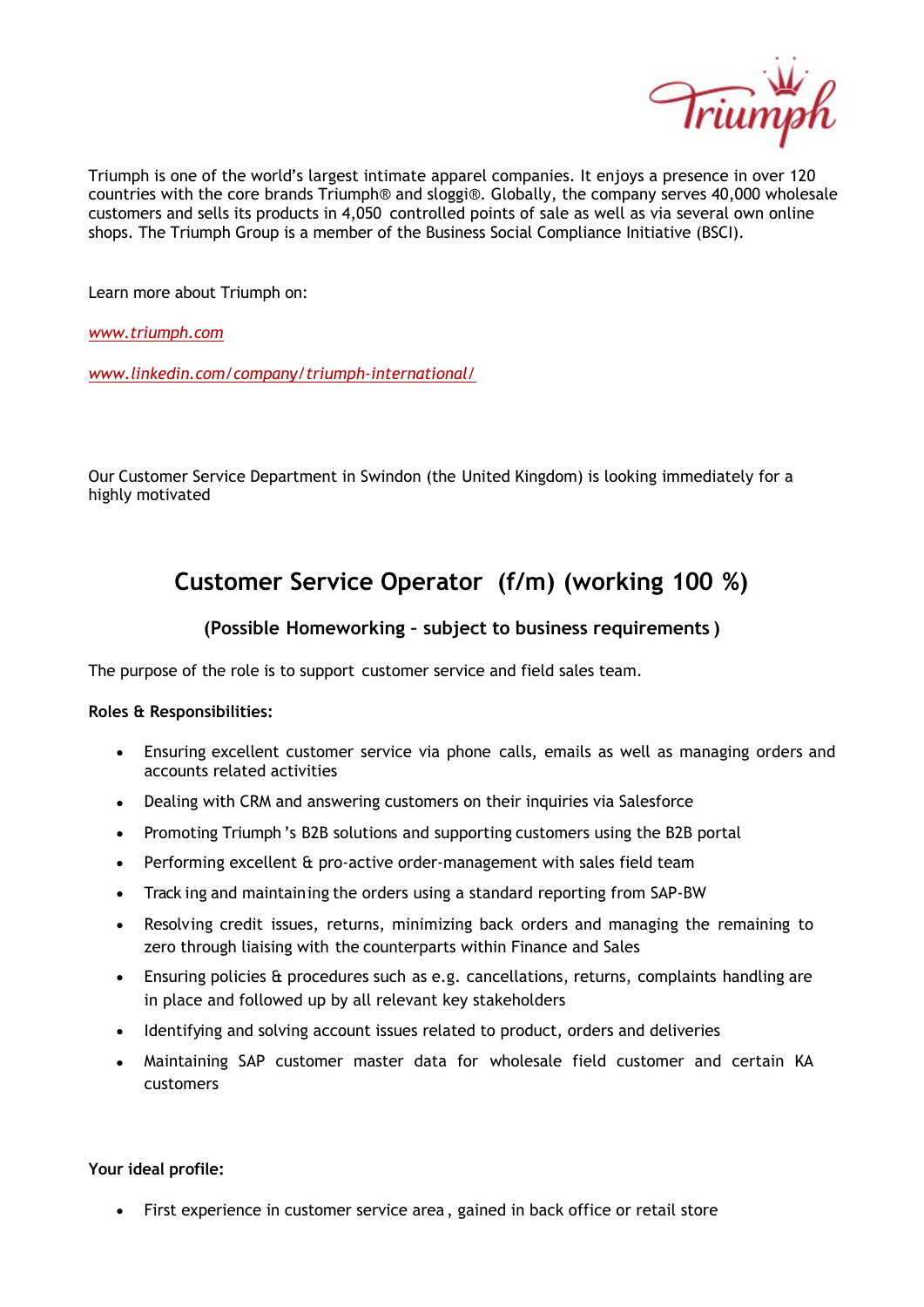Triumph is one of the world's largest intimate apparel companies. It enjoys a presence in over 120 countries with the core brands Triumph® and sloggi®. Globally, the company serves 40,000 wholesale customers and sells its products in 4,050 controlled points of sale as well as via several own online shops. The Triumph Group is a member of the Business Social Compliance Initiative (BSCI).

Learn more about Triumph on:

*www.triumph.com*

*www.linkedin.com/company/triumph-international/*

Our Customer Service Department in Swindon (the United Kingdom) is looking immediately for a highly motivated

## Customer Service Operator (f/m) (working 100 %)

### (Possible Homeworking – subject to business requirements )

The purpose of the role is to support customer service and field sales team.

**Roles & Responsibilities:**

- Ensuring excellent customer service via phone calls, emails as well as managing orders and accounts related activities
- Dealing with CRM and answering customers on their inquiries via Salesforce
- Promoting Triumph's B2B solutions and supporting customers using the B2B portal
- Performing excellent & pro-active order-management with sales field team
- Tracking and maintaining the orders using a standard reporting from SAP-BW
- Resolving credit issues, returns, minimizing back orders and managing the remaining to zero through liaising with the counterparts within Finance and Sales
- Ensuring policies & procedures such as e.g. cancellations, returns, complaints handling are in place and followed up by all relevant key stakeholders
- Identifying and solving account issues related to product, orders and deliveries
- Maintaining SAP customer master data for wholesale field customer and certain KA customers

**Your ideal profile:**

- First experience in customer service area, gained in back office or retail store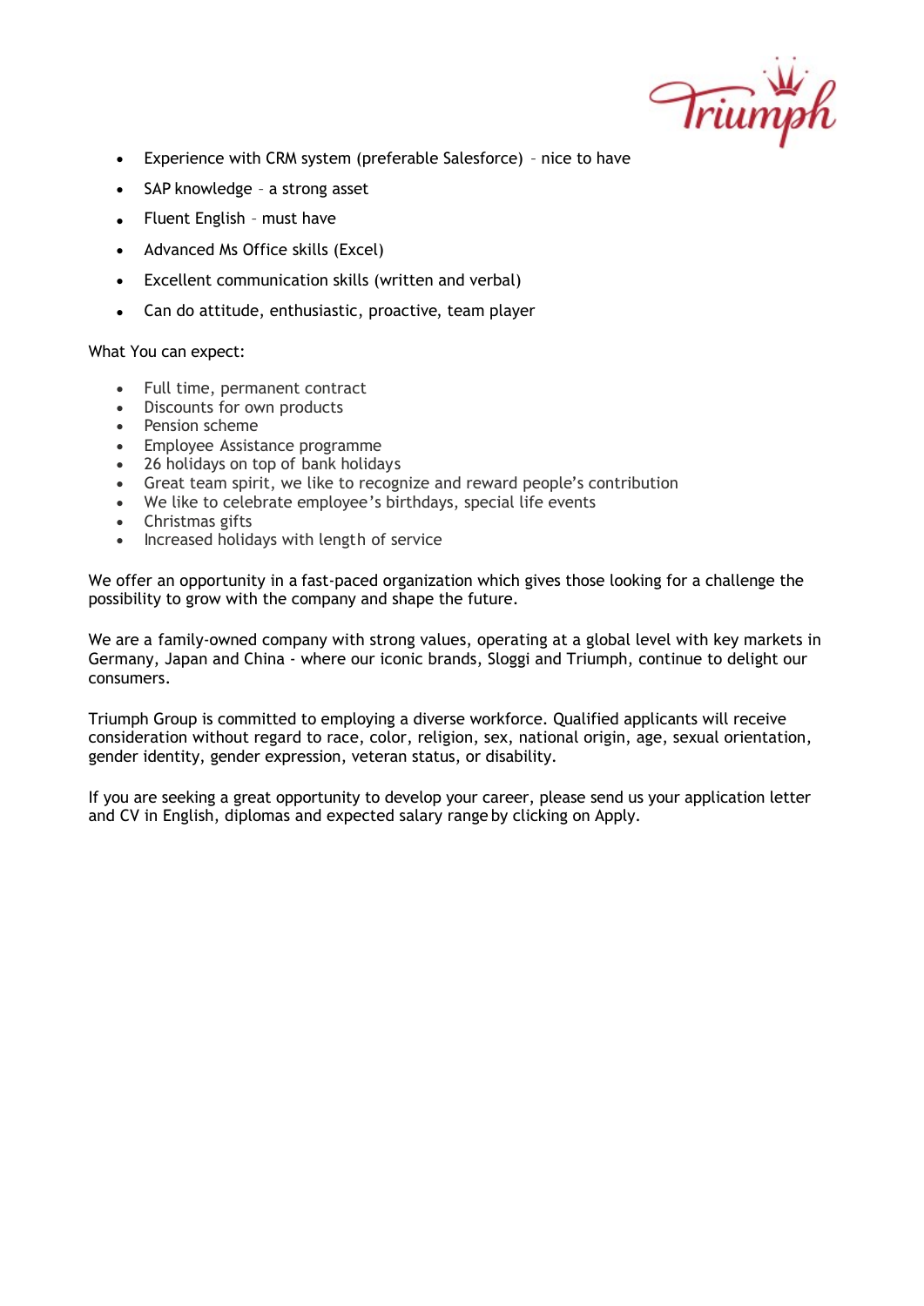- Experience with CRM system (preferable Salesforce) – nice to have
- SAP knowledge – a strong asset
- Fluent English – must have
- Advanced Ms Office skills (Excel)
- Excellent communication skills (written and verbal)
- Can do attitude, enthusiastic, proactive, team player

What You can expect:

- Full time, permanent contract
- Discounts for own products
- Pension scheme
- Employee Assistance programme
- 26 holidays on top of bank holidays
- Great team spirit, we like to recognize and reward people's contribution
- We like to celebrate employee's birthdays, special life events
- Christmas gifts
- Increased holidays with length of service

We offer an opportunity in a fast-paced organization which gives those looking for a challenge the possibility to grow with the company and shape the future.

We are a family-owned company with strong values, operating at a global level with key markets in Germany, Japan and China - where our iconic brands, Sloggi and Triumph, continue to delight our consumers.

Triumph Group is committed to employing a diverse workforce. Qualified applicants will receive consideration without regard to race, color, religion, sex, national origin, age, sexual orientation, gender identity, gender expression, veteran status, or disability.

If you are seeking a great opportunity to develop your career, please send us your application letter and CV in English, diplomas and expected salary range by clicking on Apply.